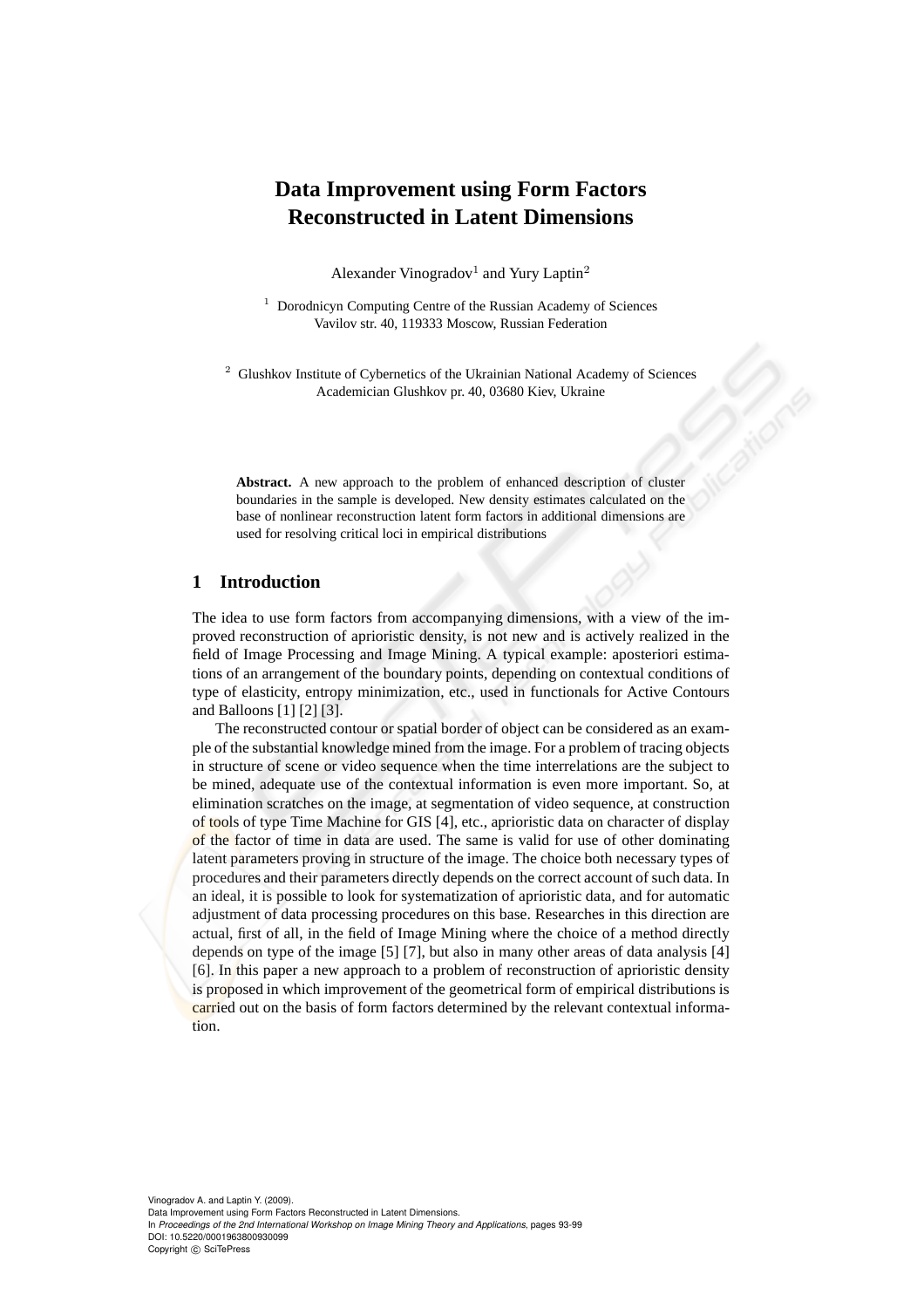# Data Improvement using Form Factors Reconstructed in Latent Dimensions

Alexander Vinogradov[1] and Yury Laptin[2]

[1] Dorodnicyn Computing Centre of the Russian Academy of Sciences
Vavilov str. 40, 119333 Moscow, Russian Federation

[2] Glushkov Institute of Cybernetics of the Ukrainian National Academy of Sciences
Academician Glushkov pr. 40, 03680 Kiev, Ukraine

**Abstract.** A new approach to the problem of enhanced description of cluster boundaries in the sample is developed. New density estimates calculated on the base of nonlinear reconstruction latent form factors in additional dimensions are used for resolving critical loci in empirical distributions

## 1 Introduction

The idea to use form factors from accompanying dimensions, with a view of the improved reconstruction of aprioristic density, is not new and is actively realized in the field of Image Processing and Image Mining. A typical example: aposteriori estimations of an arrangement of the boundary points, depending on contextual conditions of type of elasticity, entropy minimization, etc., used in functionals for Active Contours and Balloons [1] [2] [3].

The reconstructed contour or spatial border of object can be considered as an example of the substantial knowledge mined from the image. For a problem of tracing objects in structure of scene or video sequence when the time interrelations are the subject to be mined, adequate use of the contextual information is even more important. So, at elimination scratches on the image, at segmentation of video sequence, at construction of tools of type Time Machine for GIS [4], etc., aprioristic data on character of display of the factor of time in data are used. The same is valid for use of other dominating latent parameters proving in structure of the image. The choice both necessary types of procedures and their parameters directly depends on the correct account of such data. In an ideal, it is possible to look for systematization of aprioristic data, and for automatic adjustment of data processing procedures on this base. Researches in this direction are actual, first of all, in the field of Image Mining where the choice of a method directly depends on type of the image [5] [7], but also in many other areas of data analysis [4] [6]. In this paper a new approach to a problem of reconstruction of aprioristic density is proposed in which improvement of the geometrical form of empirical distributions is carried out on the basis of form factors determined by the relevant contextual information.

Vinogradov A. and Laptin Y. (2009).
Data Improvement using Form Factors Reconstructed in Latent Dimensions.
In *Proceedings of the 2nd International Workshop on Image Mining Theory and Applications*, pages 93-99
DOI: 10.5220/0001963800930099
Copyright © SciTePress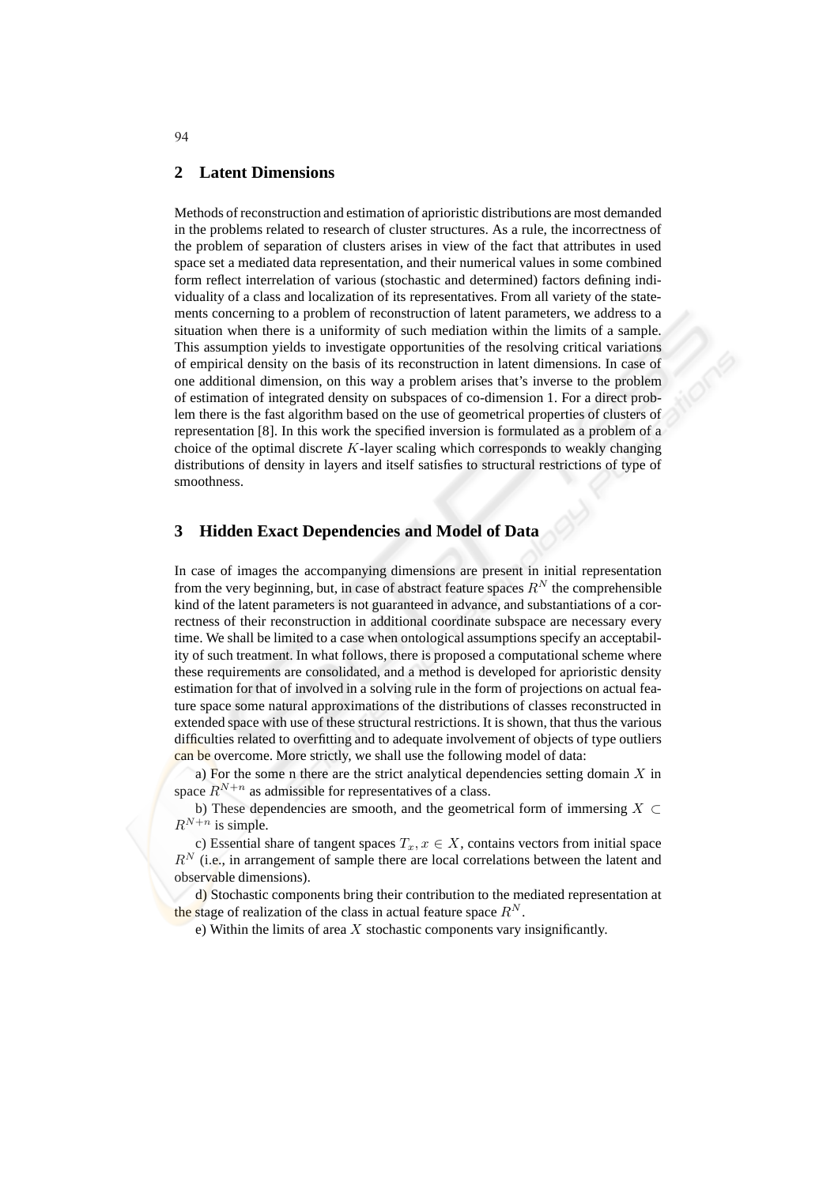## 2 Latent Dimensions

Methods of reconstruction and estimation of aprioristic distributions are most demanded in the problems related to research of cluster structures. As a rule, the incorrectness of the problem of separation of clusters arises in view of the fact that attributes in used space set a mediated data representation, and their numerical values in some combined form reflect interrelation of various (stochastic and determined) factors defining individuality of a class and localization of its representatives. From all variety of the statements concerning to a problem of reconstruction of latent parameters, we address to a situation when there is a uniformity of such mediation within the limits of a sample. This assumption yields to investigate opportunities of the resolving critical variations of empirical density on the basis of its reconstruction in latent dimensions. In case of one additional dimension, on this way a problem arises that's inverse to the problem of estimation of integrated density on subspaces of co-dimension 1. For a direct problem there is the fast algorithm based on the use of geometrical properties of clusters of representation [8]. In this work the specified inversion is formulated as a problem of a choice of the optimal discrete $K$-layer scaling which corresponds to weakly changing distributions of density in layers and itself satisfies to structural restrictions of type of smoothness.

## 3 Hidden Exact Dependencies and Model of Data

In case of images the accompanying dimensions are present in initial representation from the very beginning, but, in case of abstract feature spaces $R^N$ the comprehensible kind of the latent parameters is not guaranteed in advance, and substantiations of a correctness of their reconstruction in additional coordinate subspace are necessary every time. We shall be limited to a case when ontological assumptions specify an acceptability of such treatment. In what follows, there is proposed a computational scheme where these requirements are consolidated, and a method is developed for aprioristic density estimation for that of involved in a solving rule in the form of projections on actual feature space some natural approximations of the distributions of classes reconstructed in extended space with use of these structural restrictions. It is shown, that thus the various difficulties related to overfitting and to adequate involvement of objects of type outliers can be overcome. More strictly, we shall use the following model of data:

a) For the some n there are the strict analytical dependencies setting domain $X$ in space $R^{N+n}$ as admissible for representatives of a class.

b) These dependencies are smooth, and the geometrical form of immersing $X \subset R^{N+n}$ is simple.

c) Essential share of tangent spaces $T_x, x \in X$, contains vectors from initial space $R^N$ (i.e., in arrangement of sample there are local correlations between the latent and observable dimensions).

d) Stochastic components bring their contribution to the mediated representation at the stage of realization of the class in actual feature space $R^N$.

e) Within the limits of area $X$ stochastic components vary insignificantly.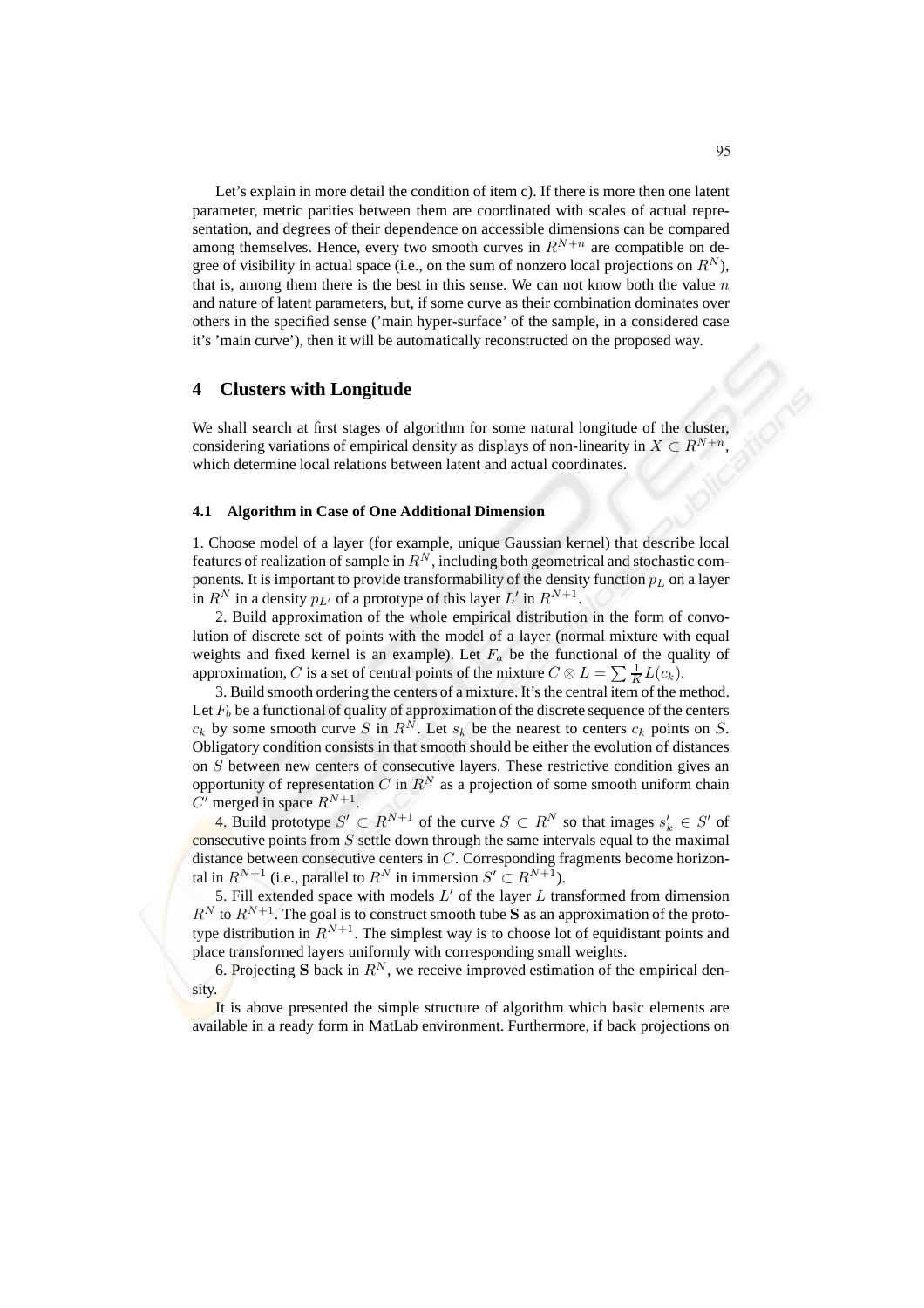Let's explain in more detail the condition of item c). If there is more then one latent parameter, metric parities between them are coordinated with scales of actual representation, and degrees of their dependence on accessible dimensions can be compared among themselves. Hence, every two smooth curves in $R^{N+n}$ are compatible on degree of visibility in actual space (i.e., on the sum of nonzero local projections on $R^N$), that is, among them there is the best in this sense. We can not know both the value $n$ and nature of latent parameters, but, if some curve as their combination dominates over others in the specified sense ('main hyper-surface' of the sample, in a considered case it's 'main curve'), then it will be automatically reconstructed on the proposed way.

## 4 Clusters with Longitude

We shall search at first stages of algorithm for some natural longitude of the cluster, considering variations of empirical density as displays of non-linearity in $X \subset R^{N+n}$, which determine local relations between latent and actual coordinates.

### 4.1 Algorithm in Case of One Additional Dimension

1. Choose model of a layer (for example, unique Gaussian kernel) that describe local features of realization of sample in $R^N$, including both geometrical and stochastic components. It is important to provide transformability of the density function $p_L$ on a layer in $R^N$ in a density $p_{L'}$ of a prototype of this layer $L'$ in $R^{N+1}$.

2. Build approximation of the whole empirical distribution in the form of convolution of discrete set of points with the model of a layer (normal mixture with equal weights and fixed kernel is an example). Let $F_a$ be the functional of the quality of approximation, $C$ is a set of central points of the mixture $C \otimes L = \sum \frac{1}{K} L(c_k)$.

3. Build smooth ordering the centers of a mixture. It's the central item of the method. Let $F_b$ be a functional of quality of approximation of the discrete sequence of the centers $c_k$ by some smooth curve $S$ in $R^N$. Let $s_k$ be the nearest to centers $c_k$ points on $S$. Obligatory condition consists in that smooth should be either the evolution of distances on $S$ between new centers of consecutive layers. These restrictive condition gives an opportunity of representation $C$ in $R^N$ as a projection of some smooth uniform chain $C'$ merged in space $R^{N+1}$.

4. Build prototype $S' \subset R^{N+1}$ of the curve $S \subset R^N$ so that images $s'_k \in S'$ of consecutive points from $S$ settle down through the same intervals equal to the maximal distance between consecutive centers in $C$. Corresponding fragments become horizontal in $R^{N+1}$ (i.e., parallel to $R^N$ in immersion $S' \subset R^{N+1}$).

5. Fill extended space with models $L'$ of the layer $L$ transformed from dimension $R^N$ to $R^{N+1}$. The goal is to construct smooth tube **S** as an approximation of the prototype distribution in $R^{N+1}$. The simplest way is to choose lot of equidistant points and place transformed layers uniformly with corresponding small weights.

6. Projecting **S** back in $R^N$, we receive improved estimation of the empirical density.

It is above presented the simple structure of algorithm which basic elements are available in a ready form in MatLab environment. Furthermore, if back projections on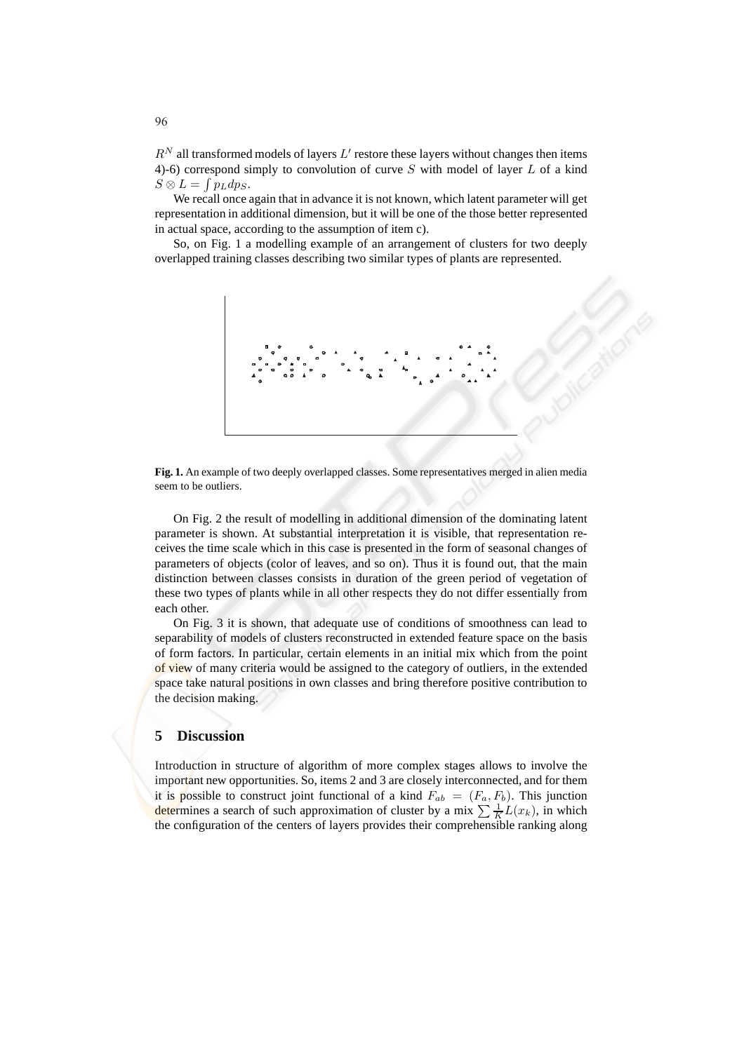$R^N$ all transformed models of layers $L'$ restore these layers without changes then items 4)-6) correspond simply to convolution of curve $S$ with model of layer $L$ of a kind $S \otimes L = \int p_L dp_S$.

We recall once again that in advance it is not known, which latent parameter will get representation in additional dimension, but it will be one of the those better represented in actual space, according to the assumption of item c).

So, on Fig. 1 a modelling example of an arrangement of clusters for two deeply overlapped training classes describing two similar types of plants are represented.

**Fig. 1.** An example of two deeply overlapped classes. Some representatives merged in alien media seem to be outliers.

On Fig. 2 the result of modelling in additional dimension of the dominating latent parameter is shown. At substantial interpretation it is visible, that representation receives the time scale which in this case is presented in the form of seasonal changes of parameters of objects (color of leaves, and so on). Thus it is found out, that the main distinction between classes consists in duration of the green period of vegetation of these two types of plants while in all other respects they do not differ essentially from each other.

On Fig. 3 it is shown, that adequate use of conditions of smoothness can lead to separability of models of clusters reconstructed in extended feature space on the basis of form factors. In particular, certain elements in an initial mix which from the point of view of many criteria would be assigned to the category of outliers, in the extended space take natural positions in own classes and bring therefore positive contribution to the decision making.

## 5 Discussion

Introduction in structure of algorithm of more complex stages allows to involve the important new opportunities. So, items 2 and 3 are closely interconnected, and for them it is possible to construct joint functional of a kind $F_{ab} = (F_a, F_b)$. This junction determines a search of such approximation of cluster by a mix $\sum \frac{1}{K} L(x_k)$, in which the configuration of the centers of layers provides their comprehensible ranking along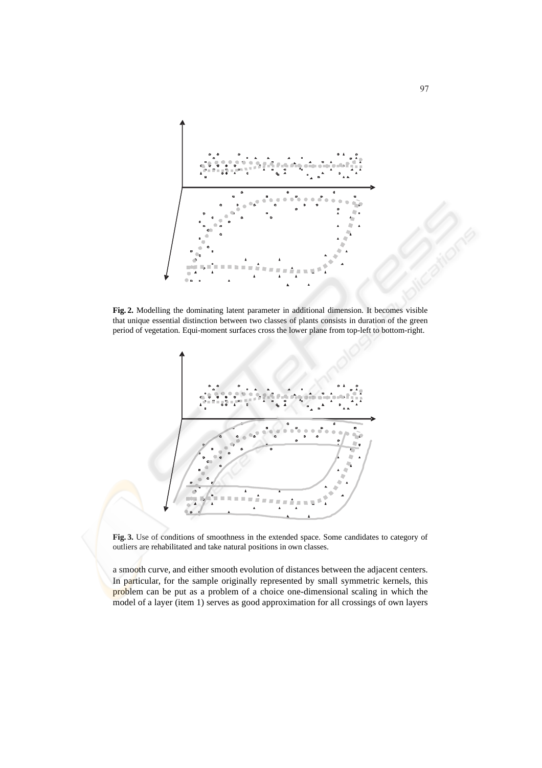**Fig. 2.** Modelling the dominating latent parameter in additional dimension. It becomes visible that unique essential distinction between two classes of plants consists in duration of the green period of vegetation. Equi-moment surfaces cross the lower plane from top-left to bottom-right.

**Fig. 3.** Use of conditions of smoothness in the extended space. Some candidates to category of outliers are rehabilitated and take natural positions in own classes.

a smooth curve, and either smooth evolution of distances between the adjacent centers. In particular, for the sample originally represented by small symmetric kernels, this problem can be put as a problem of a choice one-dimensional scaling in which the model of a layer (item 1) serves as good approximation for all crossings of own layers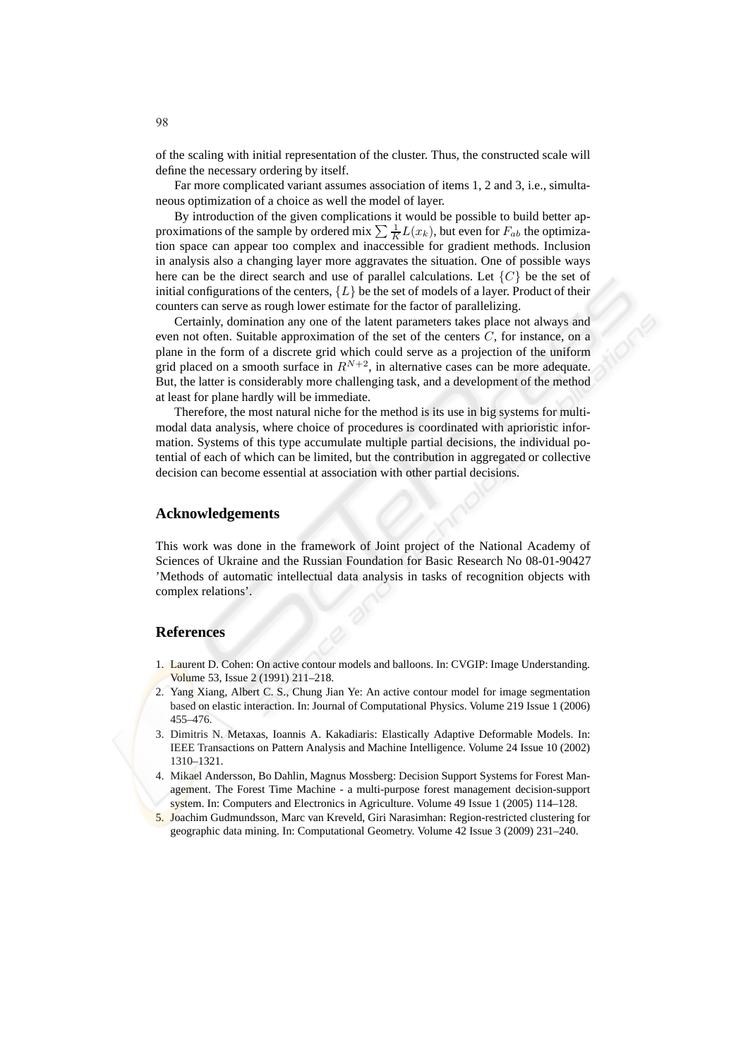of the scaling with initial representation of the cluster. Thus, the constructed scale will define the necessary ordering by itself.

Far more complicated variant assumes association of items 1, 2 and 3, i.e., simultaneous optimization of a choice as well the model of layer.

By introduction of the given complications it would be possible to build better approximations of the sample by ordered mix $\sum \frac{1}{K} L(x_k)$, but even for $F_{ab}$ the optimization space can appear too complex and inaccessible for gradient methods. Inclusion in analysis also a changing layer more aggravates the situation. One of possible ways here can be the direct search and use of parallel calculations. Let $\{C\}$ be the set of initial configurations of the centers, $\{L\}$ be the set of models of a layer. Product of their counters can serve as rough lower estimate for the factor of parallelizing.

Certainly, domination any one of the latent parameters takes place not always and even not often. Suitable approximation of the set of the centers $C$, for instance, on a plane in the form of a discrete grid which could serve as a projection of the uniform grid placed on a smooth surface in $R^{N+2}$, in alternative cases can be more adequate. But, the latter is considerably more challenging task, and a development of the method at least for plane hardly will be immediate.

Therefore, the most natural niche for the method is its use in big systems for multimodal data analysis, where choice of procedures is coordinated with aprioristic information. Systems of this type accumulate multiple partial decisions, the individual potential of each of which can be limited, but the contribution in aggregated or collective decision can become essential at association with other partial decisions.

## Acknowledgements

This work was done in the framework of Joint project of the National Academy of Sciences of Ukraine and the Russian Foundation for Basic Research No 08-01-90427 'Methods of automatic intellectual data analysis in tasks of recognition objects with complex relations'.

## References

1. Laurent D. Cohen: On active contour models and balloons. In: CVGIP: Image Understanding. Volume 53, Issue 2 (1991) 211–218.
2. Yang Xiang, Albert C. S., Chung Jian Ye: An active contour model for image segmentation based on elastic interaction. In: Journal of Computational Physics. Volume 219 Issue 1 (2006) 455–476.
3. Dimitris N. Metaxas, Ioannis A. Kakadiaris: Elastically Adaptive Deformable Models. In: IEEE Transactions on Pattern Analysis and Machine Intelligence. Volume 24 Issue 10 (2002) 1310–1321.
4. Mikael Andersson, Bo Dahlin, Magnus Mossberg: Decision Support Systems for Forest Management. The Forest Time Machine - a multi-purpose forest management decision-support system. In: Computers and Electronics in Agriculture. Volume 49 Issue 1 (2005) 114–128.
5. Joachim Gudmundsson, Marc van Kreveld, Giri Narasimhan: Region-restricted clustering for geographic data mining. In: Computational Geometry. Volume 42 Issue 3 (2009) 231–240.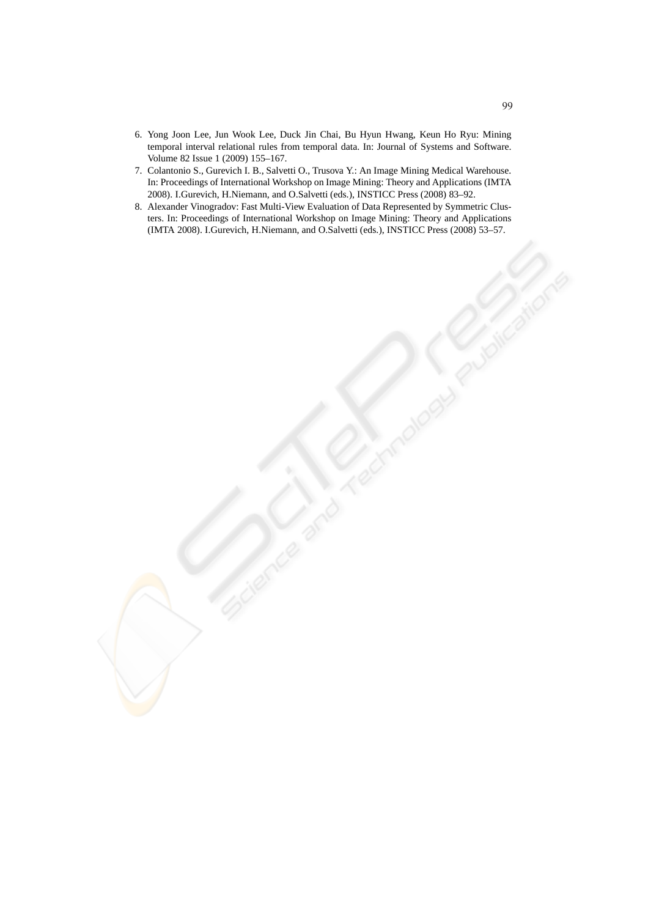6. Yong Joon Lee, Jun Wook Lee, Duck Jin Chai, Bu Hyun Hwang, Keun Ho Ryu: Mining temporal interval relational rules from temporal data. In: Journal of Systems and Software. Volume 82 Issue 1 (2009) 155–167.
7. Colantonio S., Gurevich I. B., Salvetti O., Trusova Y.: An Image Mining Medical Warehouse. In: Proceedings of International Workshop on Image Mining: Theory and Applications (IMTA 2008). I.Gurevich, H.Niemann, and O.Salvetti (eds.), INSTICC Press (2008) 83–92.
8. Alexander Vinogradov: Fast Multi-View Evaluation of Data Represented by Symmetric Clusters. In: Proceedings of International Workshop on Image Mining: Theory and Applications (IMTA 2008). I.Gurevich, H.Niemann, and O.Salvetti (eds.), INSTICC Press (2008) 53–57.